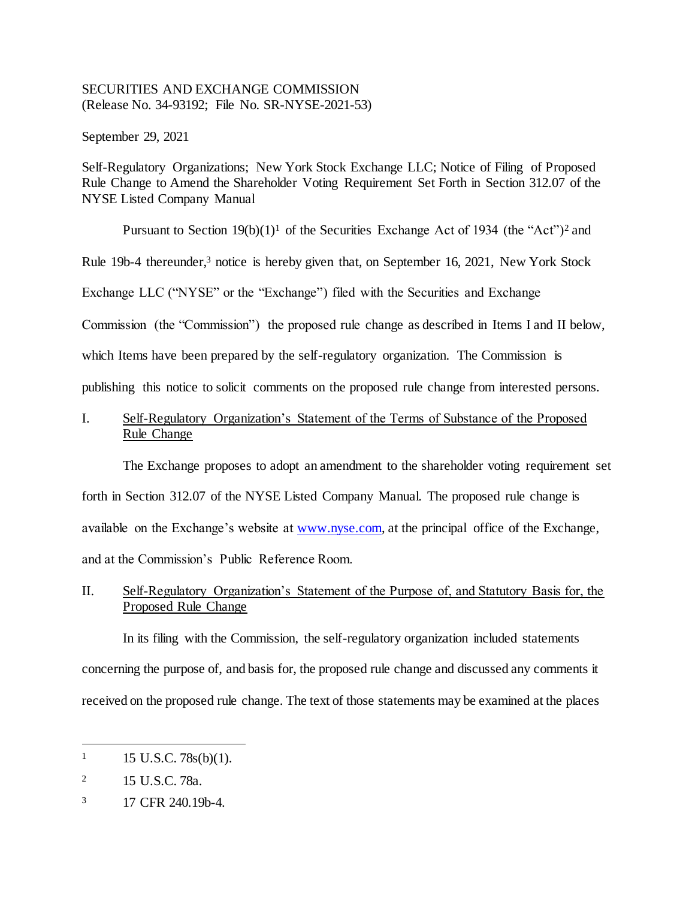SECURITIES AND EXCHANGE COMMISSION
(Release No. 34-93192; File No. SR-NYSE-2021-53)

September 29, 2021

Self-Regulatory Organizations; New York Stock Exchange LLC; Notice of Filing of Proposed Rule Change to Amend the Shareholder Voting Requirement Set Forth in Section 312.07 of the NYSE Listed Company Manual

Pursuant to Section 19(b)(1)[1] of the Securities Exchange Act of 1934 (the "Act")[2] and Rule 19b-4 thereunder,[3] notice is hereby given that, on September 16, 2021, New York Stock Exchange LLC ("NYSE" or the "Exchange") filed with the Securities and Exchange Commission (the "Commission") the proposed rule change as described in Items I and II below, which Items have been prepared by the self-regulatory organization. The Commission is publishing this notice to solicit comments on the proposed rule change from interested persons.

I. Self-Regulatory Organization's Statement of the Terms of Substance of the Proposed Rule Change

The Exchange proposes to adopt an amendment to the shareholder voting requirement set forth in Section 312.07 of the NYSE Listed Company Manual. The proposed rule change is available on the Exchange's website at www.nyse.com, at the principal office of the Exchange, and at the Commission's Public Reference Room.

II. Self-Regulatory Organization's Statement of the Purpose of, and Statutory Basis for, the Proposed Rule Change

In its filing with the Commission, the self-regulatory organization included statements concerning the purpose of, and basis for, the proposed rule change and discussed any comments it received on the proposed rule change. The text of those statements may be examined at the places

---

1 15 U.S.C. 78s(b)(1).

2 15 U.S.C. 78a.

3 17 CFR 240.19b-4.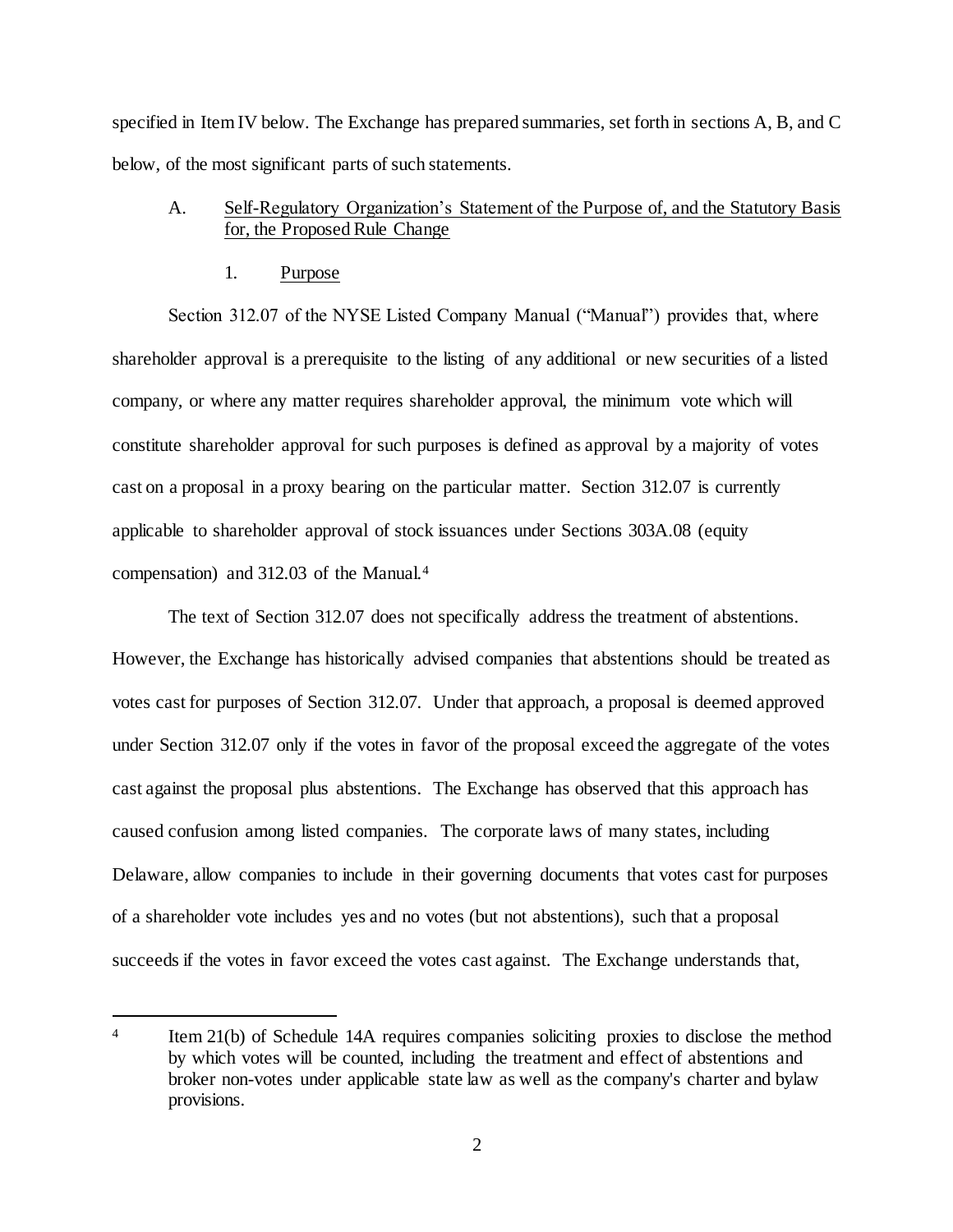specified in Item IV below. The Exchange has prepared summaries, set forth in sections A, B, and C below, of the most significant parts of such statements.

A. Self-Regulatory Organization's Statement of the Purpose of, and the Statutory Basis for, the Proposed Rule Change

1. Purpose

Section 312.07 of the NYSE Listed Company Manual ("Manual") provides that, where shareholder approval is a prerequisite to the listing of any additional or new securities of a listed company, or where any matter requires shareholder approval, the minimum vote which will constitute shareholder approval for such purposes is defined as approval by a majority of votes cast on a proposal in a proxy bearing on the particular matter. Section 312.07 is currently applicable to shareholder approval of stock issuances under Sections 303A.08 (equity compensation) and 312.03 of the Manual.[4]

The text of Section 312.07 does not specifically address the treatment of abstentions. However, the Exchange has historically advised companies that abstentions should be treated as votes cast for purposes of Section 312.07. Under that approach, a proposal is deemed approved under Section 312.07 only if the votes in favor of the proposal exceed the aggregate of the votes cast against the proposal plus abstentions. The Exchange has observed that this approach has caused confusion among listed companies. The corporate laws of many states, including Delaware, allow companies to include in their governing documents that votes cast for purposes of a shareholder vote includes yes and no votes (but not abstentions), such that a proposal succeeds if the votes in favor exceed the votes cast against. The Exchange understands that,

---

[4] Item 21(b) of Schedule 14A requires companies soliciting proxies to disclose the method by which votes will be counted, including the treatment and effect of abstentions and broker non-votes under applicable state law as well as the company's charter and bylaw provisions.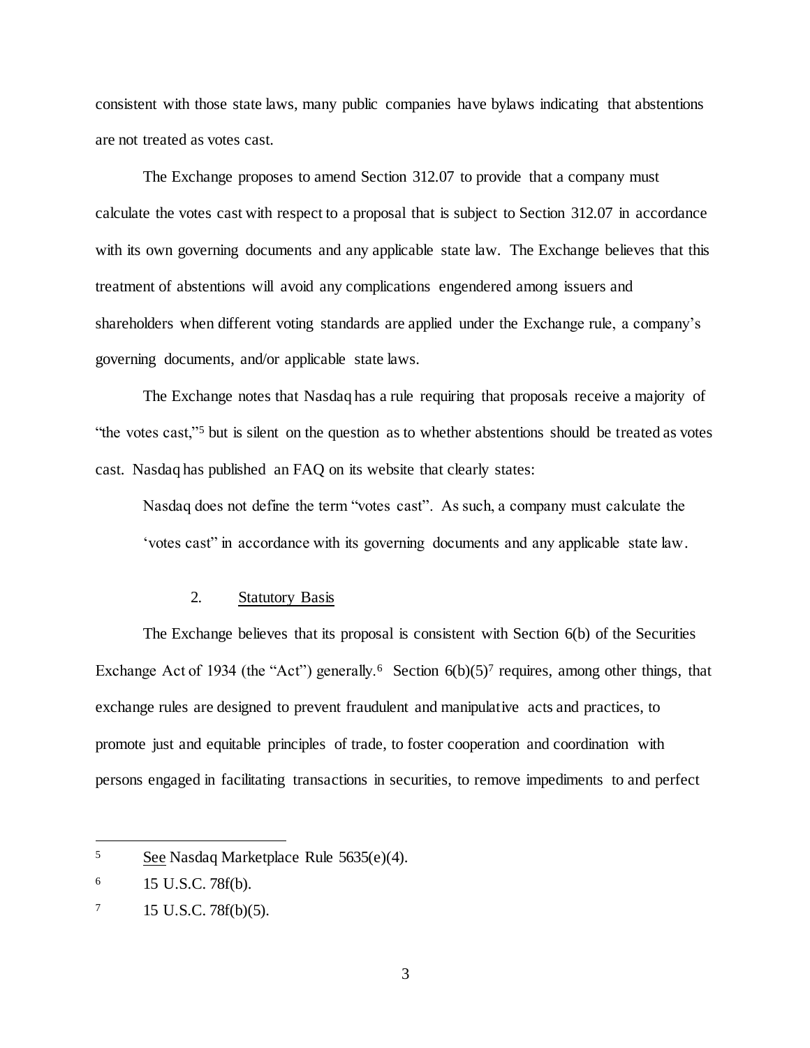consistent with those state laws, many public companies have bylaws indicating that abstentions are not treated as votes cast.

The Exchange proposes to amend Section 312.07 to provide that a company must calculate the votes cast with respect to a proposal that is subject to Section 312.07 in accordance with its own governing documents and any applicable state law. The Exchange believes that this treatment of abstentions will avoid any complications engendered among issuers and shareholders when different voting standards are applied under the Exchange rule, a company's governing documents, and/or applicable state laws.

The Exchange notes that Nasdaq has a rule requiring that proposals receive a majority of "the votes cast,"[5] but is silent on the question as to whether abstentions should be treated as votes cast. Nasdaq has published an FAQ on its website that clearly states:

> Nasdaq does not define the term "votes cast". As such, a company must calculate the 'votes cast" in accordance with its governing documents and any applicable state law.

2. Statutory Basis

The Exchange believes that its proposal is consistent with Section 6(b) of the Securities Exchange Act of 1934 (the "Act") generally.[6] Section 6(b)(5)[7] requires, among other things, that exchange rules are designed to prevent fraudulent and manipulative acts and practices, to promote just and equitable principles of trade, to foster cooperation and coordination with persons engaged in facilitating transactions in securities, to remove impediments to and perfect

---

[5] See Nasdaq Marketplace Rule 5635(e)(4).

[6] 15 U.S.C. 78f(b).

[7] 15 U.S.C. 78f(b)(5).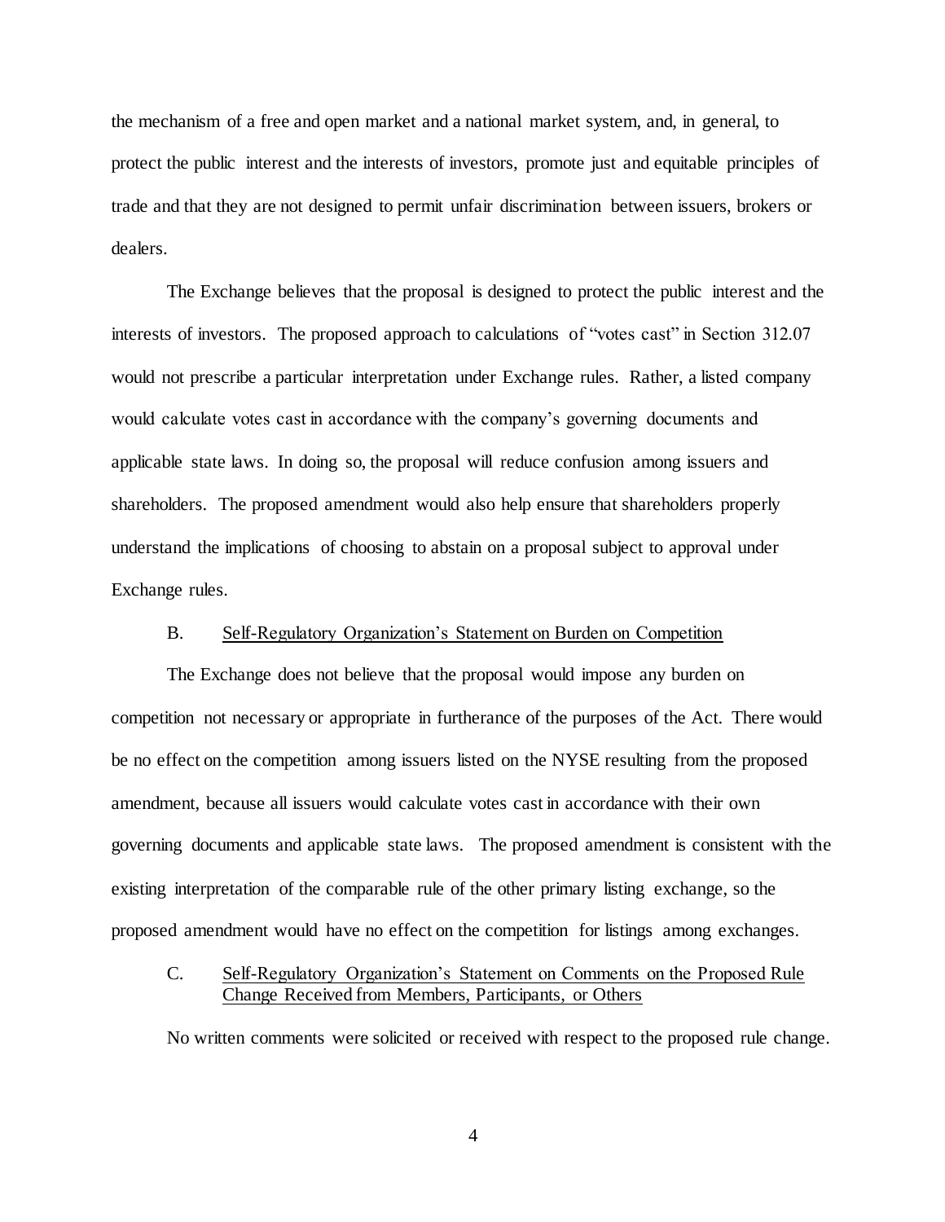the mechanism of a free and open market and a national market system, and, in general, to protect the public interest and the interests of investors, promote just and equitable principles of trade and that they are not designed to permit unfair discrimination between issuers, brokers or dealers.

The Exchange believes that the proposal is designed to protect the public interest and the interests of investors. The proposed approach to calculations of "votes cast" in Section 312.07 would not prescribe a particular interpretation under Exchange rules. Rather, a listed company would calculate votes cast in accordance with the company's governing documents and applicable state laws. In doing so, the proposal will reduce confusion among issuers and shareholders. The proposed amendment would also help ensure that shareholders properly understand the implications of choosing to abstain on a proposal subject to approval under Exchange rules.

### B. Self-Regulatory Organization's Statement on Burden on Competition

The Exchange does not believe that the proposal would impose any burden on competition not necessary or appropriate in furtherance of the purposes of the Act. There would be no effect on the competition among issuers listed on the NYSE resulting from the proposed amendment, because all issuers would calculate votes cast in accordance with their own governing documents and applicable state laws. The proposed amendment is consistent with the existing interpretation of the comparable rule of the other primary listing exchange, so the proposed amendment would have no effect on the competition for listings among exchanges.

### C. Self-Regulatory Organization's Statement on Comments on the Proposed Rule Change Received from Members, Participants, or Others

No written comments were solicited or received with respect to the proposed rule change.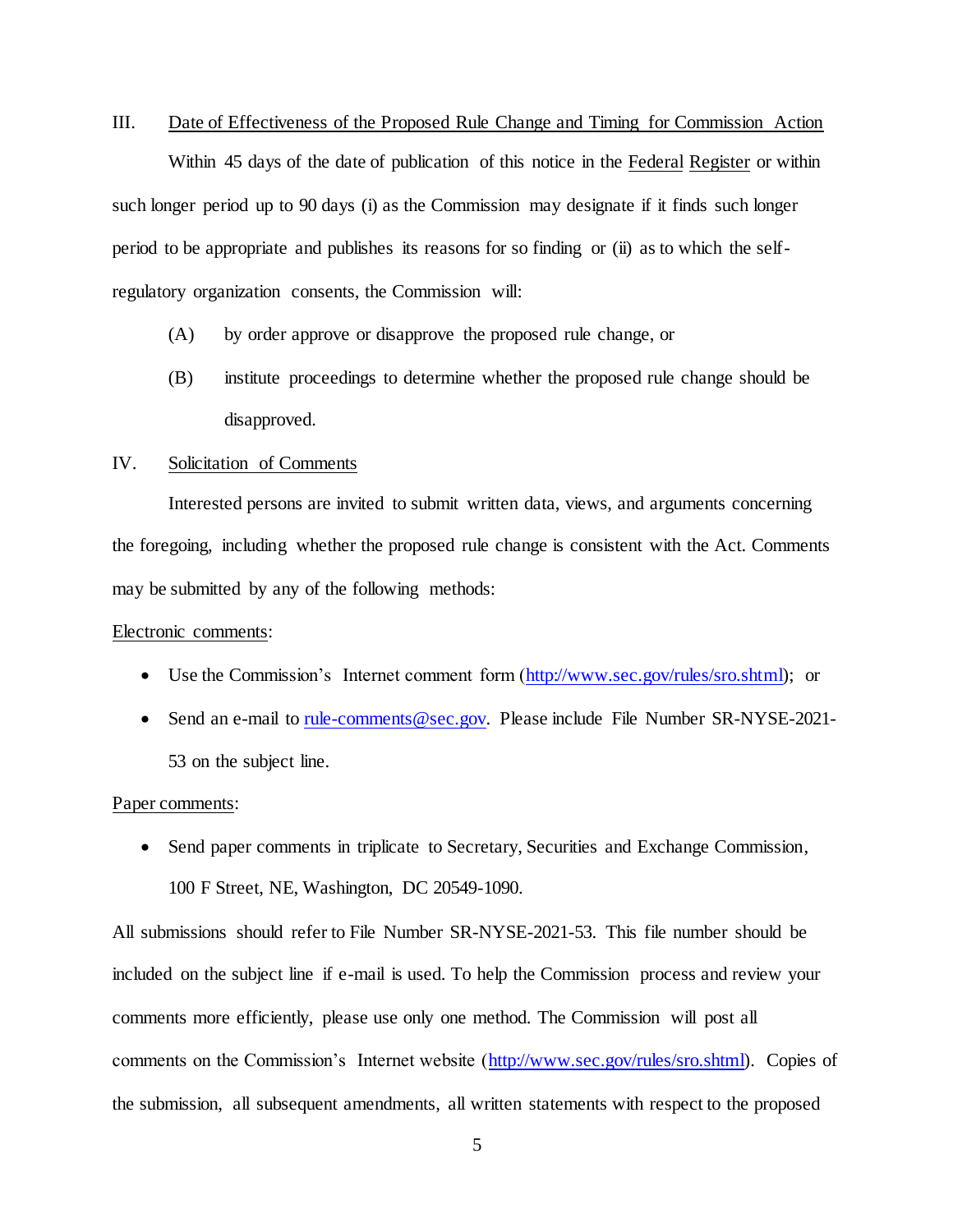## III. Date of Effectiveness of the Proposed Rule Change and Timing for Commission Action

Within 45 days of the date of publication of this notice in the Federal Register or within such longer period up to 90 days (i) as the Commission may designate if it finds such longer period to be appropriate and publishes its reasons for so finding or (ii) as to which the self-regulatory organization consents, the Commission will:

(A) by order approve or disapprove the proposed rule change, or

(B) institute proceedings to determine whether the proposed rule change should be disapproved.

## IV. Solicitation of Comments

Interested persons are invited to submit written data, views, and arguments concerning the foregoing, including whether the proposed rule change is consistent with the Act. Comments may be submitted by any of the following methods:

Electronic comments:

- Use the Commission's Internet comment form (http://www.sec.gov/rules/sro.shtml); or
- Send an e-mail to rule-comments@sec.gov. Please include File Number SR-NYSE-2021-53 on the subject line.

Paper comments:

- Send paper comments in triplicate to Secretary, Securities and Exchange Commission, 100 F Street, NE, Washington, DC 20549-1090.

All submissions should refer to File Number SR-NYSE-2021-53. This file number should be included on the subject line if e-mail is used. To help the Commission process and review your comments more efficiently, please use only one method. The Commission will post all comments on the Commission's Internet website (http://www.sec.gov/rules/sro.shtml). Copies of the submission, all subsequent amendments, all written statements with respect to the proposed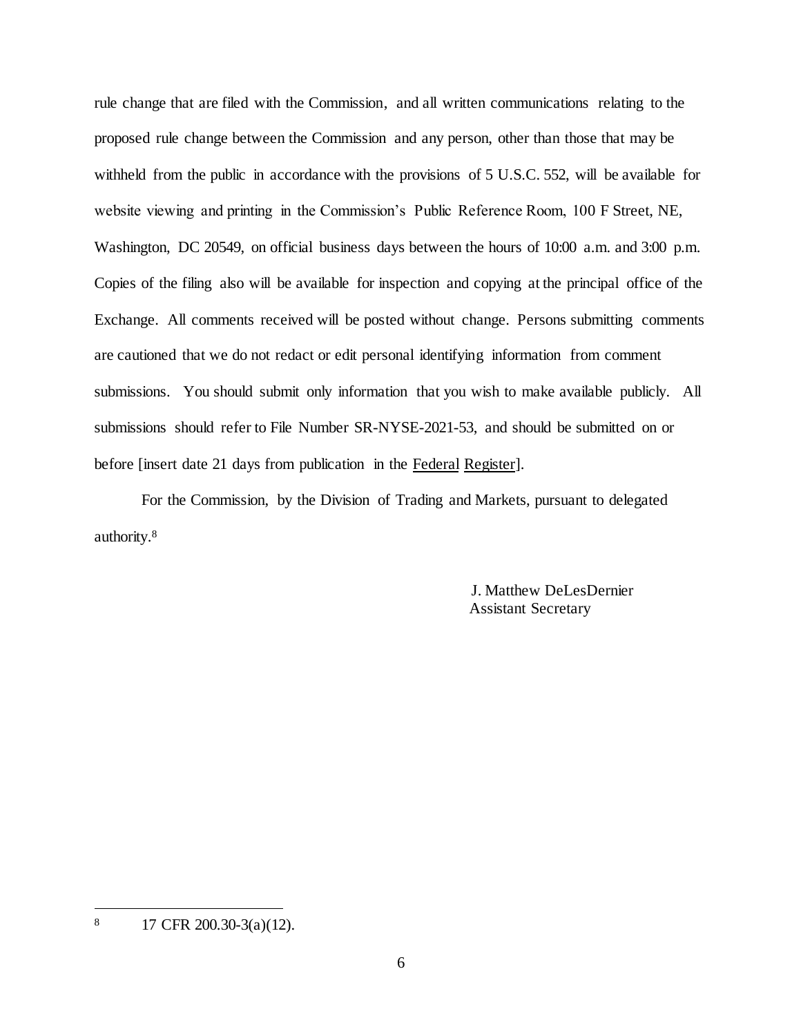rule change that are filed with the Commission, and all written communications relating to the proposed rule change between the Commission and any person, other than those that may be withheld from the public in accordance with the provisions of 5 U.S.C. 552, will be available for website viewing and printing in the Commission's Public Reference Room, 100 F Street, NE, Washington, DC 20549, on official business days between the hours of 10:00 a.m. and 3:00 p.m. Copies of the filing also will be available for inspection and copying at the principal office of the Exchange. All comments received will be posted without change. Persons submitting comments are cautioned that we do not redact or edit personal identifying information from comment submissions. You should submit only information that you wish to make available publicly. All submissions should refer to File Number SR-NYSE-2021-53, and should be submitted on or before [insert date 21 days from publication in the Federal Register].

For the Commission, by the Division of Trading and Markets, pursuant to delegated authority.[8]

J. Matthew DeLesDernier
Assistant Secretary

---

[8] 17 CFR 200.30-3(a)(12).